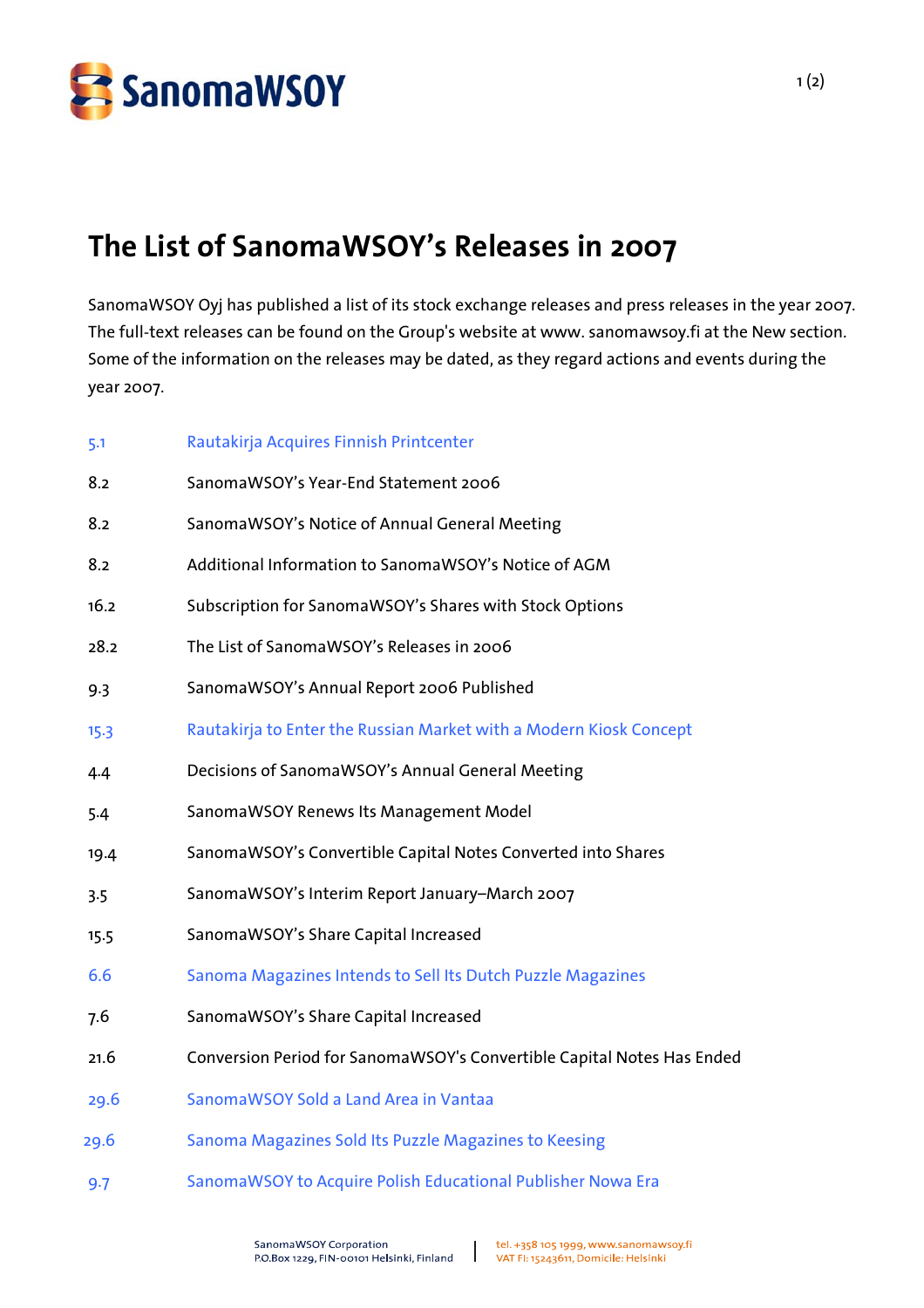# The List of SanomaWSOY's Releases in 2007

SanomaWSOY Oyj has published a list of its stock exchange releases and press releases in the year 2007. The full-text releases can be found on the Group's website at www. sanomawsoy.fi at the New section. Some of the information on the releases may be dated, as they regard actions and events during the year 2007.

| | |
|---|---|
| 5.1 | Rautakirja Acquires Finnish Printcenter |
| 8.2 | SanomaWSOY's Year-End Statement 2006 |
| 8.2 | SanomaWSOY's Notice of Annual General Meeting |
| 8.2 | Additional Information to SanomaWSOY's Notice of AGM |
| 16.2 | Subscription for SanomaWSOY's Shares with Stock Options |
| 28.2 | The List of SanomaWSOY's Releases in 2006 |
| 9.3 | SanomaWSOY's Annual Report 2006 Published |
| 15.3 | Rautakirja to Enter the Russian Market with a Modern Kiosk Concept |
| 4.4 | Decisions of SanomaWSOY's Annual General Meeting |
| 5.4 | SanomaWSOY Renews Its Management Model |
| 19.4 | SanomaWSOY's Convertible Capital Notes Converted into Shares |
| 3.5 | SanomaWSOY's Interim Report January–March 2007 |
| 15.5 | SanomaWSOY's Share Capital Increased |
| 6.6 | Sanoma Magazines Intends to Sell Its Dutch Puzzle Magazines |
| 7.6 | SanomaWSOY's Share Capital Increased |
| 21.6 | Conversion Period for SanomaWSOY's Convertible Capital Notes Has Ended |
| 29.6 | SanomaWSOY Sold a Land Area in Vantaa |
| 29.6 | Sanoma Magazines Sold Its Puzzle Magazines to Keesing |
| 9.7 | SanomaWSOY to Acquire Polish Educational Publisher Nowa Era |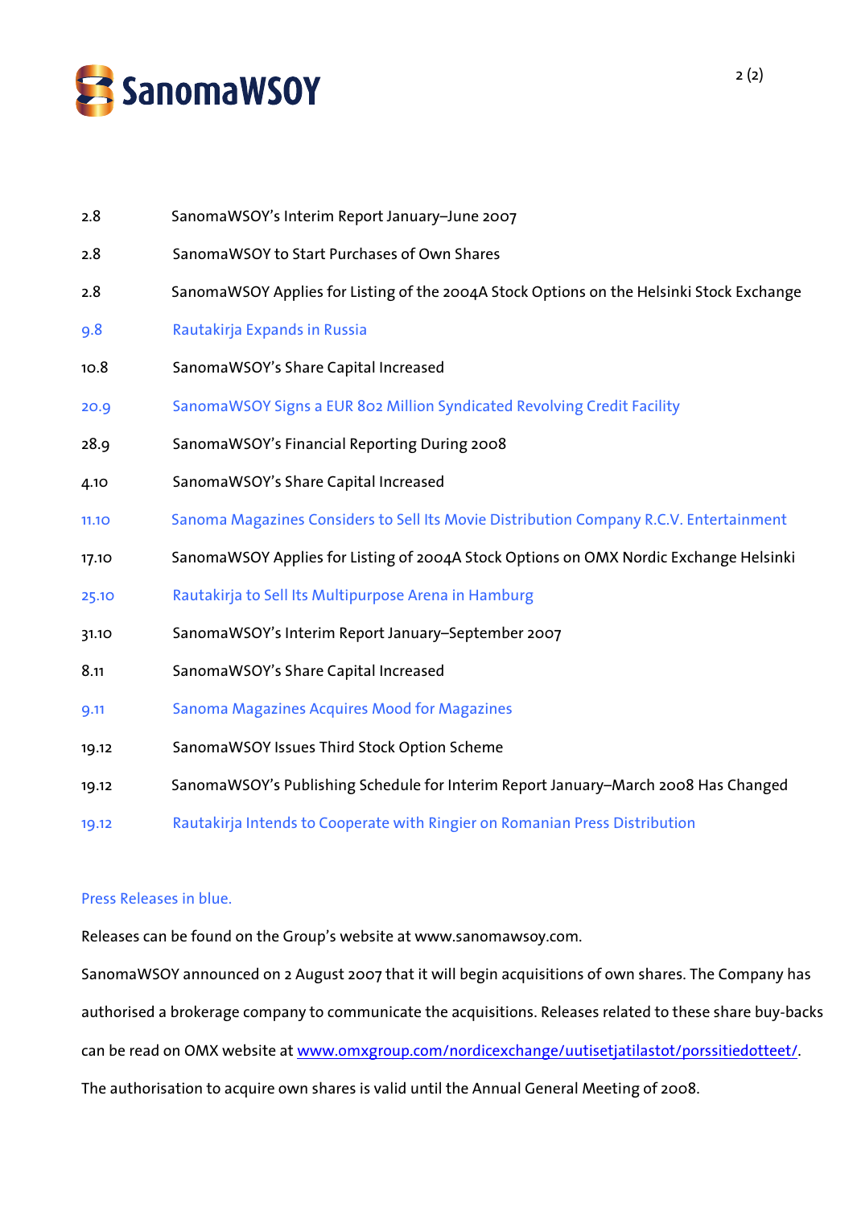| | |
|---|---|
| 2.8 | SanomaWSOY's Interim Report January–June 2007 |
| 2.8 | SanomaWSOY to Start Purchases of Own Shares |
| 2.8 | SanomaWSOY Applies for Listing of the 2004A Stock Options on the Helsinki Stock Exchange |
| 9.8 | Rautakirja Expands in Russia |
| 10.8 | SanomaWSOY's Share Capital Increased |
| 20.9 | SanomaWSOY Signs a EUR 802 Million Syndicated Revolving Credit Facility |
| 28.9 | SanomaWSOY's Financial Reporting During 2008 |
| 4.10 | SanomaWSOY's Share Capital Increased |
| 11.10 | Sanoma Magazines Considers to Sell Its Movie Distribution Company R.C.V. Entertainment |
| 17.10 | SanomaWSOY Applies for Listing of 2004A Stock Options on OMX Nordic Exchange Helsinki |
| 25.10 | Rautakirja to Sell Its Multipurpose Arena in Hamburg |
| 31.10 | SanomaWSOY's Interim Report January–September 2007 |
| 8.11 | SanomaWSOY's Share Capital Increased |
| 9.11 | Sanoma Magazines Acquires Mood for Magazines |
| 19.12 | SanomaWSOY Issues Third Stock Option Scheme |
| 19.12 | SanomaWSOY's Publishing Schedule for Interim Report January–March 2008 Has Changed |
| 19.12 | Rautakirja Intends to Cooperate with Ringier on Romanian Press Distribution |

Press Releases in blue.

Releases can be found on the Group's website at www.sanomawsoy.com.

SanomaWSOY announced on 2 August 2007 that it will begin acquisitions of own shares. The Company has authorised a brokerage company to communicate the acquisitions. Releases related to these share buy-backs can be read on OMX website at www.omxgroup.com/nordicexchange/uutisetjatilastot/porssitiedotteet/.

The authorisation to acquire own shares is valid until the Annual General Meeting of 2008.